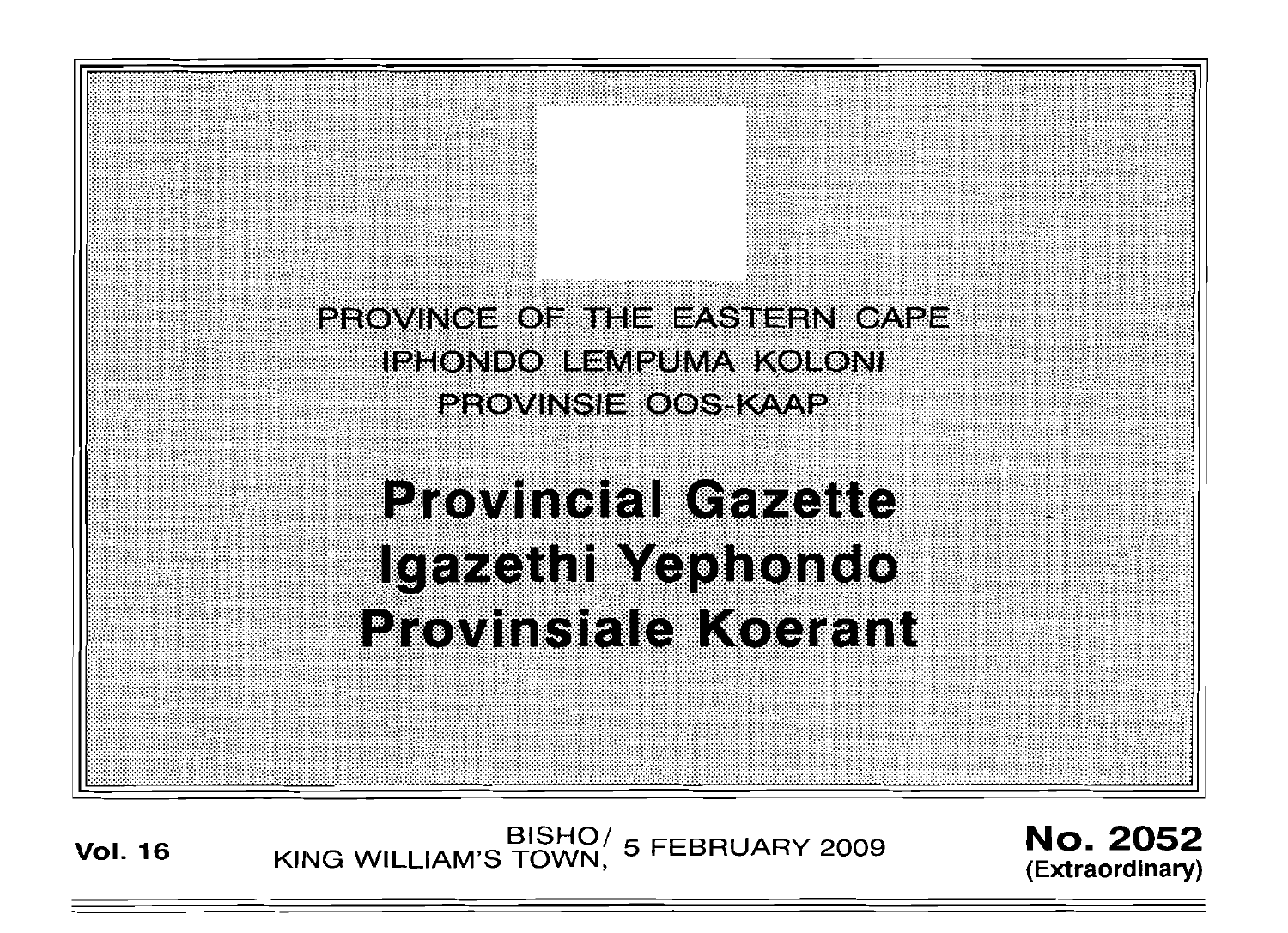PROVINCE OF THE EASTERN CAPE

IPHONDO LEMPUMA KOLONI

PROVINSIE OOS-KAAP

# Provincial Gazette
# Igazethi Yephondo
# Provinsiale Koerant

**Vol. 16** BISHO/ KING WILLIAM'S TOWN, 5 FEBRUARY 2009 **No. 2052** **(Extraordinary)**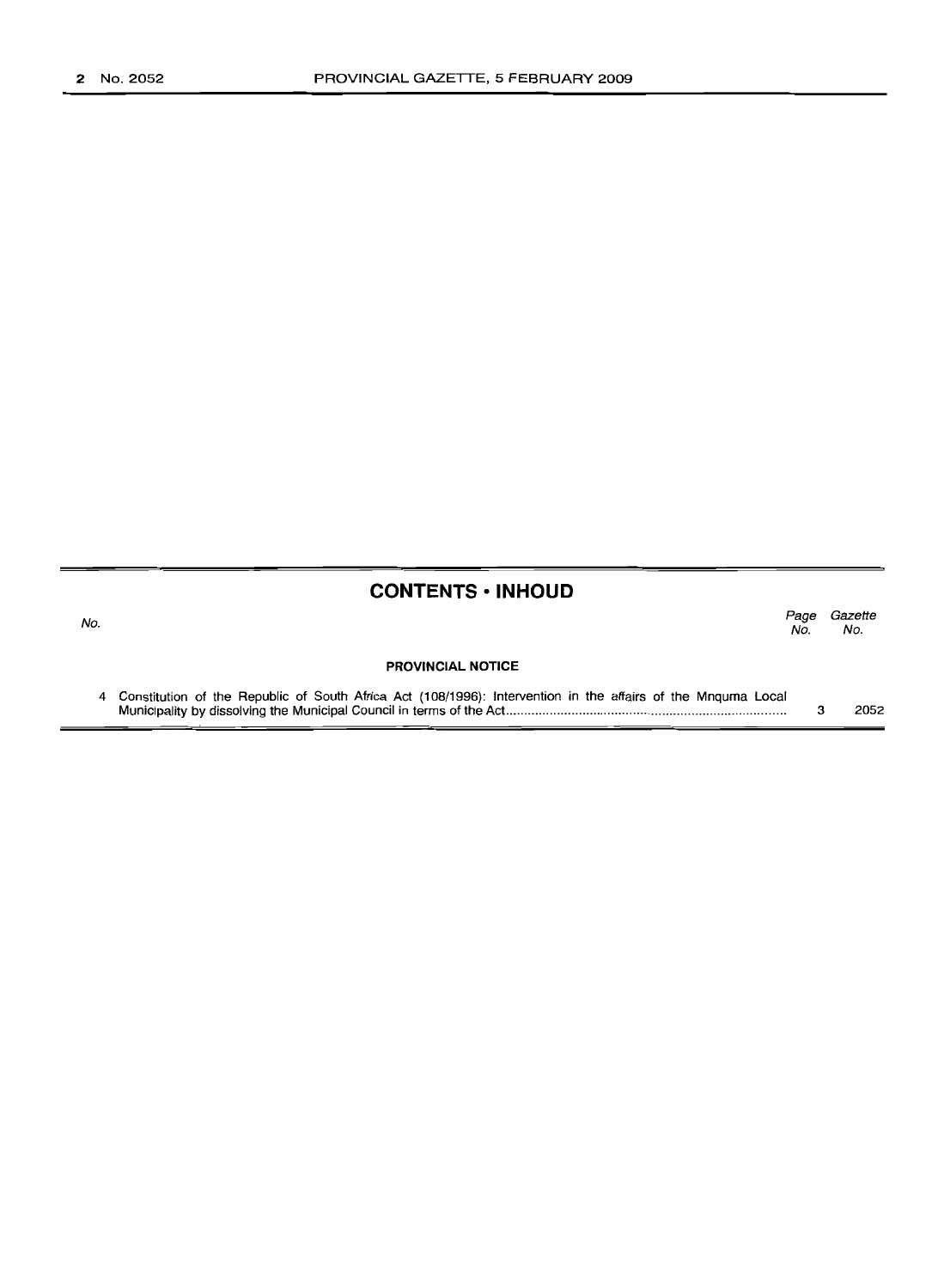## CONTENTS • INHOUD

| No. | | Page No. | Gazette No. |
|---|---|---|---|
| | **PROVINCIAL NOTICE** | | |
| 4 | Constitution of the Republic of South Africa Act (108/1996): Intervention in the affairs of the Mnquma Local Municipality by dissolving the Municipal Council in terms of the Act | 3 | 2052 |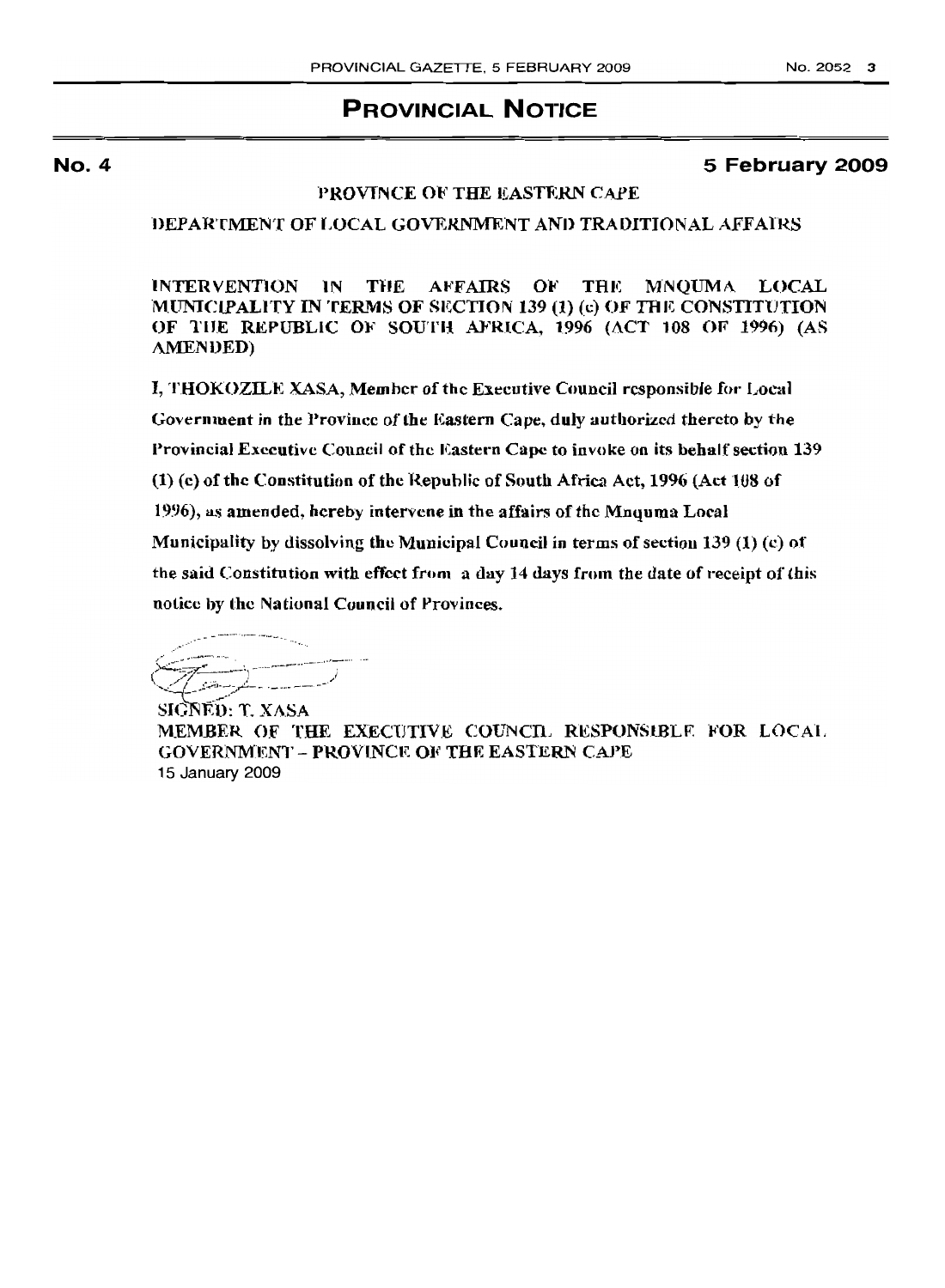# PROVINCIAL NOTICE

**No. 4** **5 February 2009**

PROVINCE OF THE EASTERN CAPE

DEPARTMENT OF LOCAL GOVERNMENT AND TRADITIONAL AFFAIRS

**INTERVENTION IN THE AFFAIRS OF THE MNQUMA LOCAL MUNICIPALITY IN TERMS OF SECTION 139 (1) (c) OF THE CONSTITUTION OF THE REPUBLIC OF SOUTH AFRICA, 1996 (ACT 108 OF 1996) (AS AMENDED)**

I, THOKOZILE XASA, Member of the Executive Council responsible for Local Government in the Province of the Eastern Cape, duly authorized thereto by the Provincial Executive Council of the Eastern Cape to invoke on its behalf section 139 (1) (c) of the Constitution of the Republic of South Africa Act, 1996 (Act 108 of 1996), as amended, hereby intervene in the affairs of the Mnquma Local Municipality by dissolving the Municipal Council in terms of section 139 (1) (c) of the said Constitution with effect from a day 14 days from the date of receipt of this notice by the National Council of Provinces.

SIGNED: T. XASA
MEMBER OF THE EXECUTIVE COUNCIL RESPONSIBLE FOR LOCAL GOVERNMENT - PROVINCE OF THE EASTERN CAPE
15 January 2009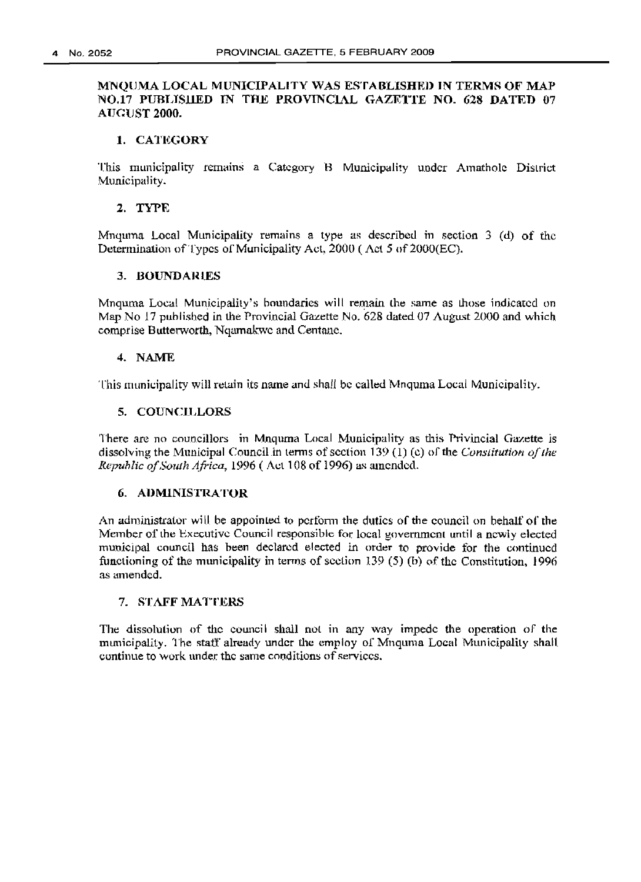**MNQUMA LOCAL MUNICIPALITY WAS ESTABLISHED IN TERMS OF MAP NO.17 PUBLISHED IN THE PROVINCIAL GAZETTE NO. 628 DATED 07 AUGUST 2000.**

## 1. CATEGORY

This municipality remains a Category B Municipality under Amathole District Municipality.

## 2. TYPE

Mnquma Local Municipality remains a type as described in section 3 (d) of the Determination of Types of Municipality Act, 2000 ( Act 5 of 2000(EC).

## 3. BOUNDARIES

Mnquma Local Municipality's boundaries will remain the same as those indicated on Map No 17 published in the Provincial Gazette No. 628 dated 07 August 2000 and which comprise Butterworth, Nqamakwe and Centane.

## 4. NAME

This municipality will retain its name and shall be called Mnquma Local Municipality.

## 5. COUNCILLORS

There are no councillors in Mnquma Local Municipality as this Privincial Gazette is dissolving the Municipal Council in terms of section 139 (1) (c) of the *Constitution of the Republic of South Africa*, 1996 ( Act 108 of 1996) as amended.

## 6. ADMINISTRATOR

An administrator will be appointed to perform the duties of the council on behalf of the Member of the Executive Council responsible for local government until a newly elected municipal council has been declared elected in order to provide for the continued functioning of the municipality in terms of section 139 (5) (b) of the Constitution, 1996 as amended.

## 7. STAFF MATTERS

The dissolution of the council shall not in any way impede the operation of the municipality. The staff already under the employ of Mnquma Local Municipality shall continue to work under the same conditions of services.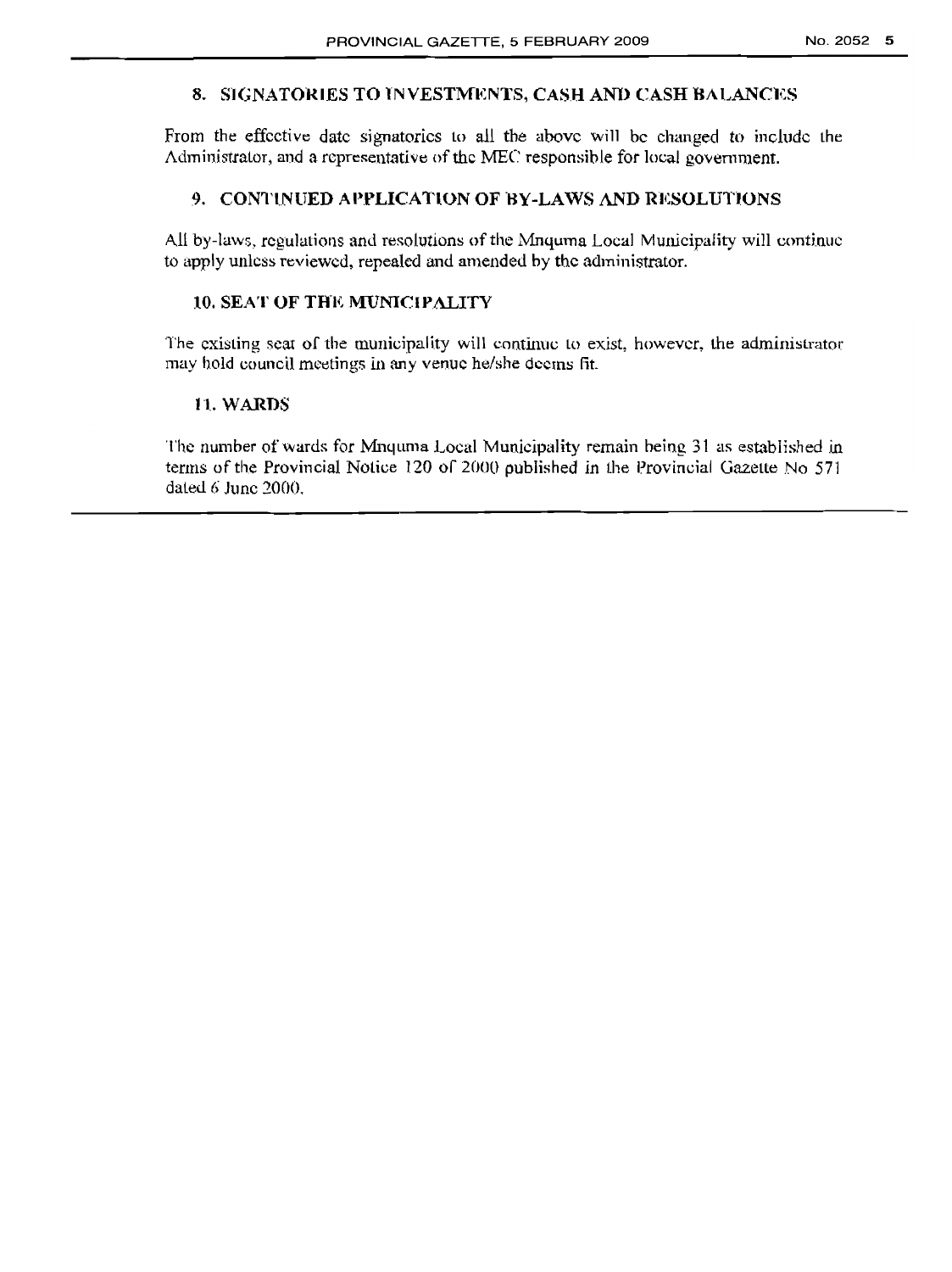## 8. SIGNATORIES TO INVESTMENTS, CASH AND CASH BALANCES

From the effective date signatories to all the above will be changed to include the Administrator, and a representative of the MEC responsible for local government.

## 9. CONTINUED APPLICATION OF BY-LAWS AND RESOLUTIONS

All by-laws, regulations and resolutions of the Mnquma Local Municipality will continue to apply unless reviewed, repealed and amended by the administrator.

## 10. SEAT OF THE MUNICIPALITY

The existing seat of the municipality will continue to exist, however, the administrator may hold council meetings in any venue he/she deems fit.

## 11. WARDS

The number of wards for Mnquma Local Municipality remain being 31 as established in terms of the Provincial Notice 120 of 2000 published in the Provincial Gazette No 571 dated 6 June 2000.